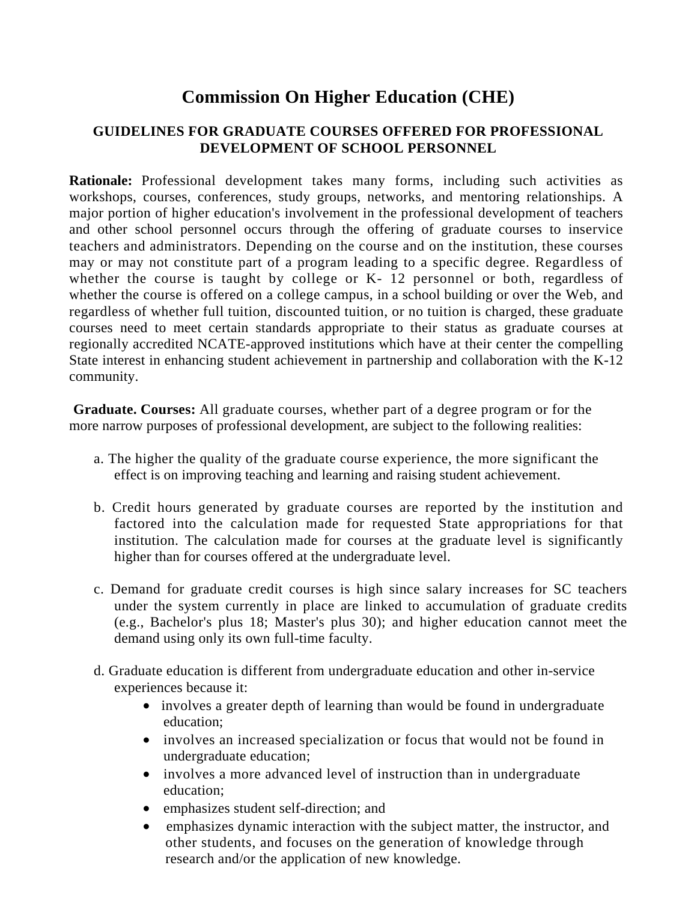# Commission On Higher Education (CHE)

## GUIDELINES FOR GRADUATE COURSES OFFERED FOR PROFESSIONAL DEVELOPMENT OF SCHOOL PERSONNEL

**Rationale:** Professional development takes many forms, including such activities as workshops, courses, conferences, study groups, networks, and mentoring relationships. A major portion of higher education's involvement in the professional development of teachers and other school personnel occurs through the offering of graduate courses to inservice teachers and administrators. Depending on the course and on the institution, these courses may or may not constitute part of a program leading to a specific degree. Regardless of whether the course is taught by college or K- 12 personnel or both, regardless of whether the course is offered on a college campus, in a school building or over the Web, and regardless of whether full tuition, discounted tuition, or no tuition is charged, these graduate courses need to meet certain standards appropriate to their status as graduate courses at regionally accredited NCATE-approved institutions which have at their center the compelling State interest in enhancing student achievement in partnership and collaboration with the K-12 community.

**Graduate. Courses:** All graduate courses, whether part of a degree program or for the more narrow purposes of professional development, are subject to the following realities:

a. The higher the quality of the graduate course experience, the more significant the effect is on improving teaching and learning and raising student achievement.

b. Credit hours generated by graduate courses are reported by the institution and factored into the calculation made for requested State appropriations for that institution. The calculation made for courses at the graduate level is significantly higher than for courses offered at the undergraduate level.

c. Demand for graduate credit courses is high since salary increases for SC teachers under the system currently in place are linked to accumulation of graduate credits (e.g., Bachelor's plus 18; Master's plus 30); and higher education cannot meet the demand using only its own full-time faculty.

d. Graduate education is different from undergraduate education and other in-service experiences because it:

- involves a greater depth of learning than would be found in undergraduate education;
- involves an increased specialization or focus that would not be found in undergraduate education;
- involves a more advanced level of instruction than in undergraduate education;
- emphasizes student self-direction; and
- emphasizes dynamic interaction with the subject matter, the instructor, and other students, and focuses on the generation of knowledge through research and/or the application of new knowledge.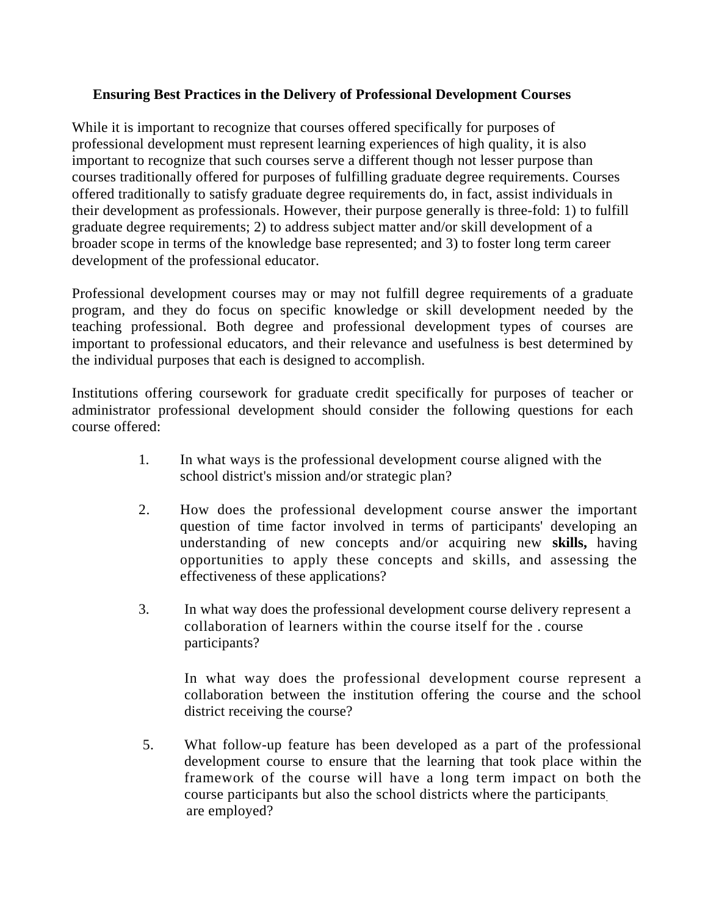**Ensuring Best Practices in the Delivery of Professional Development Courses**

While it is important to recognize that courses offered specifically for purposes of professional development must represent learning experiences of high quality, it is also important to recognize that such courses serve a different though not lesser purpose than courses traditionally offered for purposes of fulfilling graduate degree requirements. Courses offered traditionally to satisfy graduate degree requirements do, in fact, assist individuals in their development as professionals. However, their purpose generally is three-fold: 1) to fulfill graduate degree requirements; 2) to address subject matter and/or skill development of a broader scope in terms of the knowledge base represented; and 3) to foster long term career development of the professional educator.

Professional development courses may or may not fulfill degree requirements of a graduate program, and they do focus on specific knowledge or skill development needed by the teaching professional. Both degree and professional development types of courses are important to professional educators, and their relevance and usefulness is best determined by the individual purposes that each is designed to accomplish.

Institutions offering coursework for graduate credit specifically for purposes of teacher or administrator professional development should consider the following questions for each course offered:

1. In what ways is the professional development course aligned with the school district's mission and/or strategic plan?

2. How does the professional development course answer the important question of time factor involved in terms of participants' developing an understanding of new concepts and/or acquiring new **skills,** having opportunities to apply these concepts and skills, and assessing the effectiveness of these applications?

3. In what way does the professional development course delivery represent a collaboration of learners within the course itself for the . course participants?

   In what way does the professional development course represent a collaboration between the institution offering the course and the school district receiving the course?

5. What follow-up feature has been developed as a part of the professional development course to ensure that the learning that took place within the framework of the course will have a long term impact on both the course participants but also the school districts where the participants are employed?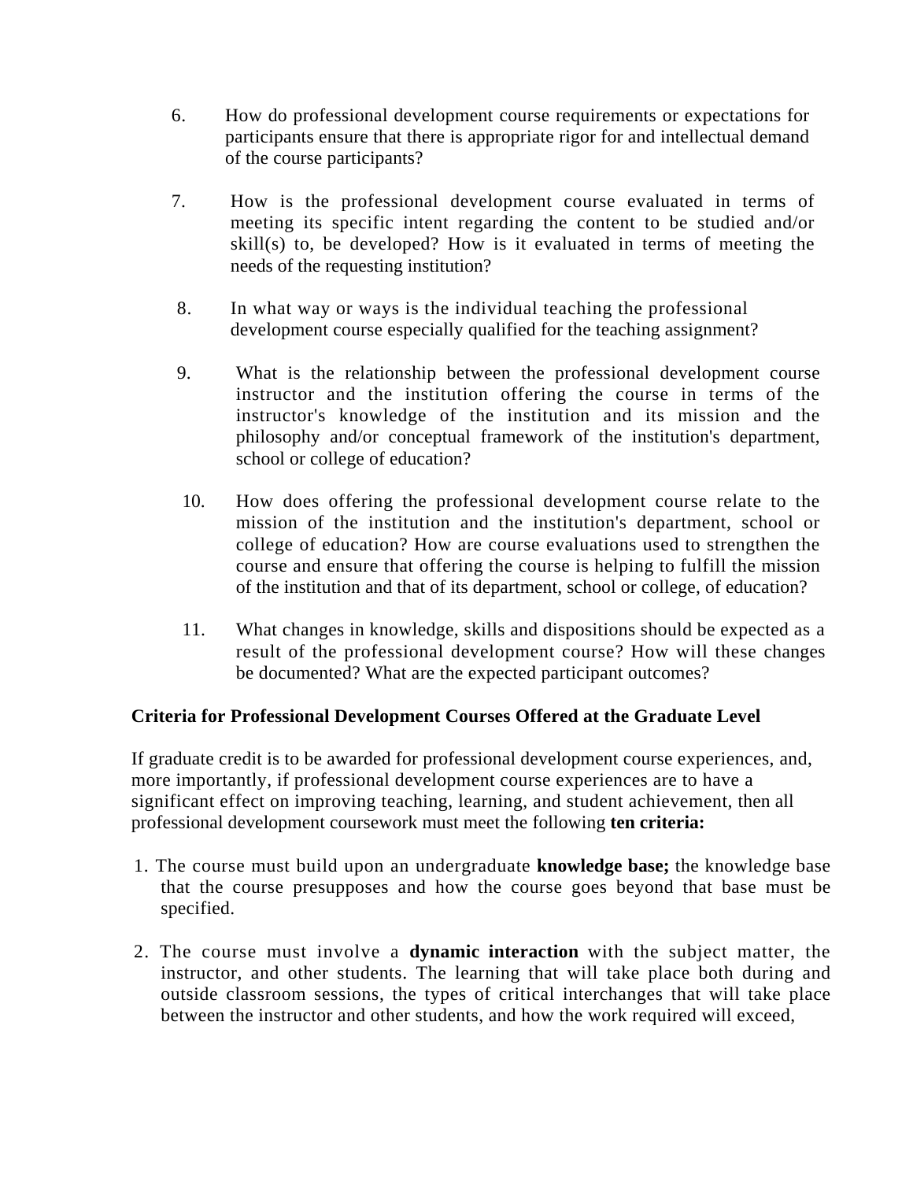6. How do professional development course requirements or expectations for participants ensure that there is appropriate rigor for and intellectual demand of the course participants?

7. How is the professional development course evaluated in terms of meeting its specific intent regarding the content to be studied and/or skill(s) to, be developed? How is it evaluated in terms of meeting the needs of the requesting institution?

8. In what way or ways is the individual teaching the professional development course especially qualified for the teaching assignment?

9. What is the relationship between the professional development course instructor and the institution offering the course in terms of the instructor's knowledge of the institution and its mission and the philosophy and/or conceptual framework of the institution's department, school or college of education?

10. How does offering the professional development course relate to the mission of the institution and the institution's department, school or college of education? How are course evaluations used to strengthen the course and ensure that offering the course is helping to fulfill the mission of the institution and that of its department, school or college, of education?

11. What changes in knowledge, skills and dispositions should be expected as a result of the professional development course? How will these changes be documented? What are the expected participant outcomes?

**Criteria for Professional Development Courses Offered at the Graduate Level**

If graduate credit is to be awarded for professional development course experiences, and, more importantly, if professional development course experiences are to have a significant effect on improving teaching, learning, and student achievement, then all professional development coursework must meet the following **ten criteria:**

1. The course must build upon an undergraduate **knowledge base;** the knowledge base that the course presupposes and how the course goes beyond that base must be specified.

2. The course must involve a **dynamic interaction** with the subject matter, the instructor, and other students. The learning that will take place both during and outside classroom sessions, the types of critical interchanges that will take place between the instructor and other students, and how the work required will exceed,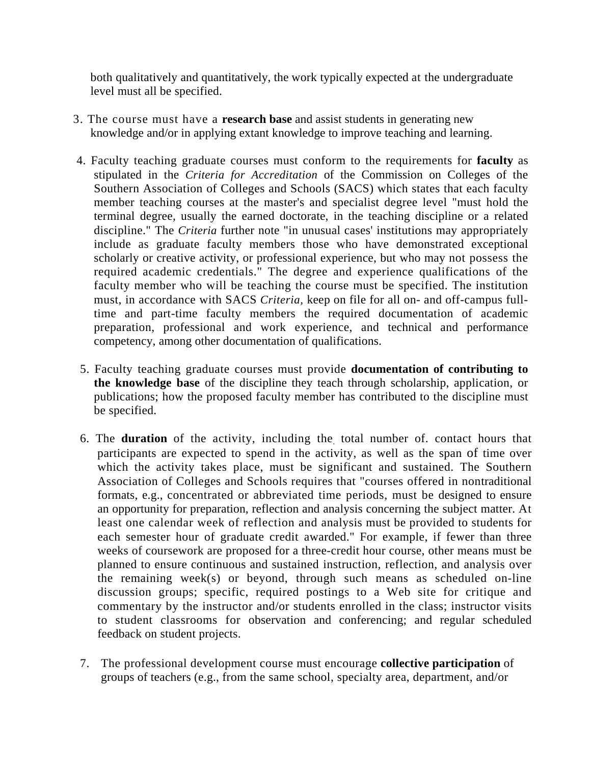both qualitatively and quantitatively, the work typically expected at the undergraduate level must all be specified.

3. The course must have a **research base** and assist students in generating new knowledge and/or in applying extant knowledge to improve teaching and learning.

4. Faculty teaching graduate courses must conform to the requirements for **faculty** as stipulated in the *Criteria for Accreditation* of the Commission on Colleges of the Southern Association of Colleges and Schools (SACS) which states that each faculty member teaching courses at the master's and specialist degree level "must hold the terminal degree, usually the earned doctorate, in the teaching discipline or a related discipline." The *Criteria* further note "in unusual cases' institutions may appropriately include as graduate faculty members those who have demonstrated exceptional scholarly or creative activity, or professional experience, but who may not possess the required academic credentials." The degree and experience qualifications of the faculty member who will be teaching the course must be specified. The institution must, in accordance with SACS *Criteria,* keep on file for all on- and off-campus full-time and part-time faculty members the required documentation of academic preparation, professional and work experience, and technical and performance competency, among other documentation of qualifications.

5. Faculty teaching graduate courses must provide **documentation of contributing to the knowledge base** of the discipline they teach through scholarship, application, or publications; how the proposed faculty member has contributed to the discipline must be specified.

6. The **duration** of the activity, including the total number of. contact hours that participants are expected to spend in the activity, as well as the span of time over which the activity takes place, must be significant and sustained. The Southern Association of Colleges and Schools requires that "courses offered in nontraditional formats, e.g., concentrated or abbreviated time periods, must be designed to ensure an opportunity for preparation, reflection and analysis concerning the subject matter. At least one calendar week of reflection and analysis must be provided to students for each semester hour of graduate credit awarded." For example, if fewer than three weeks of coursework are proposed for a three-credit hour course, other means must be planned to ensure continuous and sustained instruction, reflection, and analysis over the remaining week(s) or beyond, through such means as scheduled on-line discussion groups; specific, required postings to a Web site for critique and commentary by the instructor and/or students enrolled in the class; instructor visits to student classrooms for observation and conferencing; and regular scheduled feedback on student projects.

7. The professional development course must encourage **collective participation** of groups of teachers (e.g., from the same school, specialty area, department, and/or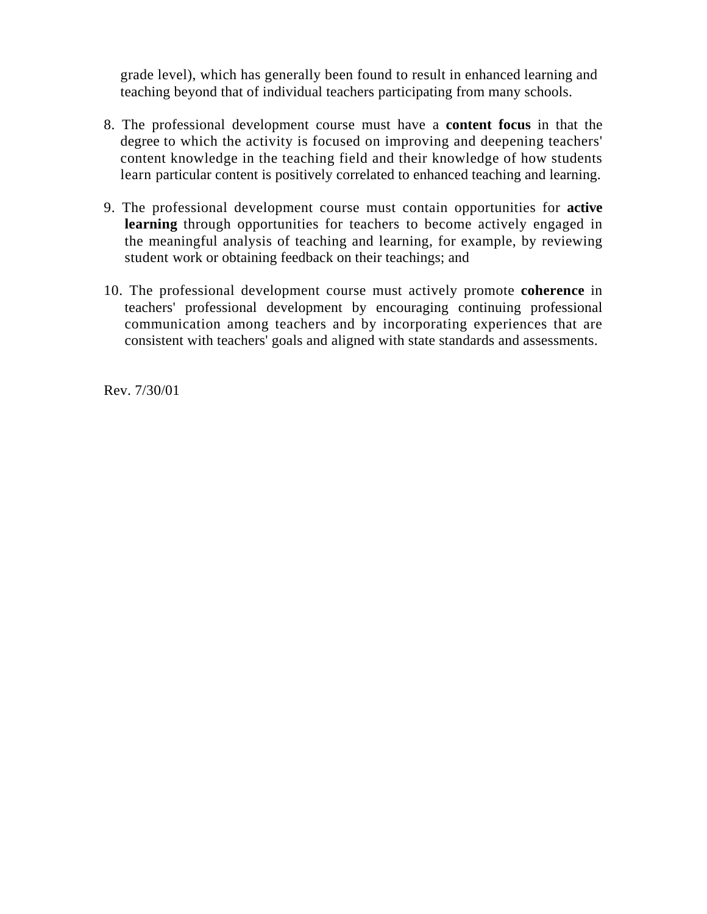grade level), which has generally been found to result in enhanced learning and teaching beyond that of individual teachers participating from many schools.

8. The professional development course must have a **content focus** in that the degree to which the activity is focused on improving and deepening teachers' content knowledge in the teaching field and their knowledge of how students learn particular content is positively correlated to enhanced teaching and learning.

9. The professional development course must contain opportunities for **active learning** through opportunities for teachers to become actively engaged in the meaningful analysis of teaching and learning, for example, by reviewing student work or obtaining feedback on their teachings; and

10. The professional development course must actively promote **coherence** in teachers' professional development by encouraging continuing professional communication among teachers and by incorporating experiences that are consistent with teachers' goals and aligned with state standards and assessments.

Rev. 7/30/01